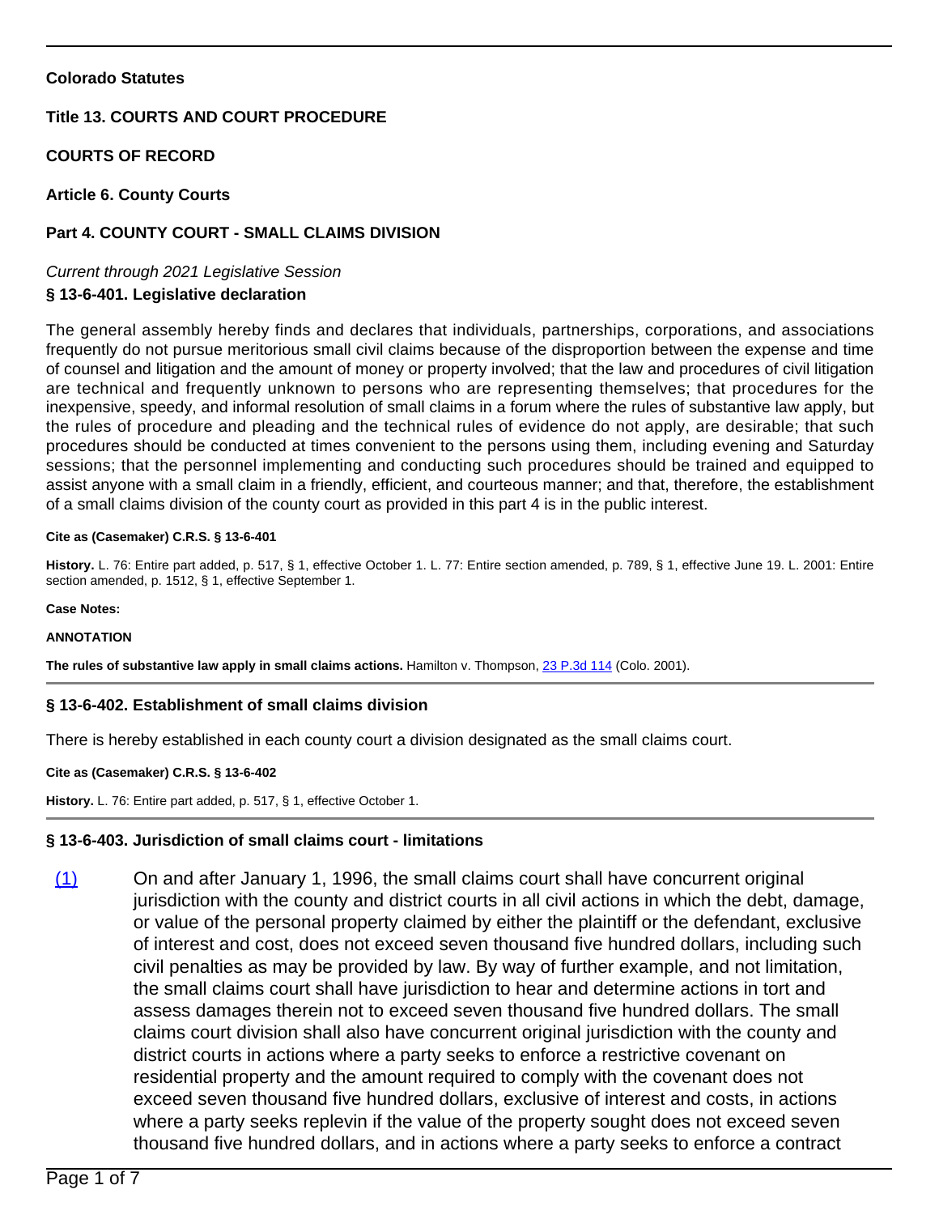**Colorado Statutes**

**Title 13. COURTS AND COURT PROCEDURE**

**COURTS OF RECORD**

**Article 6. County Courts**

**Part 4. COUNTY COURT - SMALL CLAIMS DIVISION**

*Current through 2021 Legislative Session*

### § 13-6-401. Legislative declaration

The general assembly hereby finds and declares that individuals, partnerships, corporations, and associations frequently do not pursue meritorious small civil claims because of the disproportion between the expense and time of counsel and litigation and the amount of money or property involved; that the law and procedures of civil litigation are technical and frequently unknown to persons who are representing themselves; that procedures for the inexpensive, speedy, and informal resolution of small claims in a forum where the rules of substantive law apply, but the rules of procedure and pleading and the technical rules of evidence do not apply, are desirable; that such procedures should be conducted at times convenient to the persons using them, including evening and Saturday sessions; that the personnel implementing and conducting such procedures should be trained and equipped to assist anyone with a small claim in a friendly, efficient, and courteous manner; and that, therefore, the establishment of a small claims division of the county court as provided in this part 4 is in the public interest.

**Cite as (Casemaker) C.R.S. § 13-6-401**

**History.** L. 76: Entire part added, p. 517, § 1, effective October 1. L. 77: Entire section amended, p. 789, § 1, effective June 19. L. 2001: Entire section amended, p. 1512, § 1, effective September 1.

**Case Notes:**

**ANNOTATION**

**The rules of substantive law apply in small claims actions.** Hamilton v. Thompson, 23 P.3d 114 (Colo. 2001).

---

### § 13-6-402. Establishment of small claims division

There is hereby established in each county court a division designated as the small claims court.

**Cite as (Casemaker) C.R.S. § 13-6-402**

**History.** L. 76: Entire part added, p. 517, § 1, effective October 1.

---

### § 13-6-403. Jurisdiction of small claims court - limitations

(1) On and after January 1, 1996, the small claims court shall have concurrent original jurisdiction with the county and district courts in all civil actions in which the debt, damage, or value of the personal property claimed by either the plaintiff or the defendant, exclusive of interest and cost, does not exceed seven thousand five hundred dollars, including such civil penalties as may be provided by law. By way of further example, and not limitation, the small claims court shall have jurisdiction to hear and determine actions in tort and assess damages therein not to exceed seven thousand five hundred dollars. The small claims court division shall also have concurrent original jurisdiction with the county and district courts in actions where a party seeks to enforce a restrictive covenant on residential property and the amount required to comply with the covenant does not exceed seven thousand five hundred dollars, exclusive of interest and costs, in actions where a party seeks replevin if the value of the property sought does not exceed seven thousand five hundred dollars, and in actions where a party seeks to enforce a contract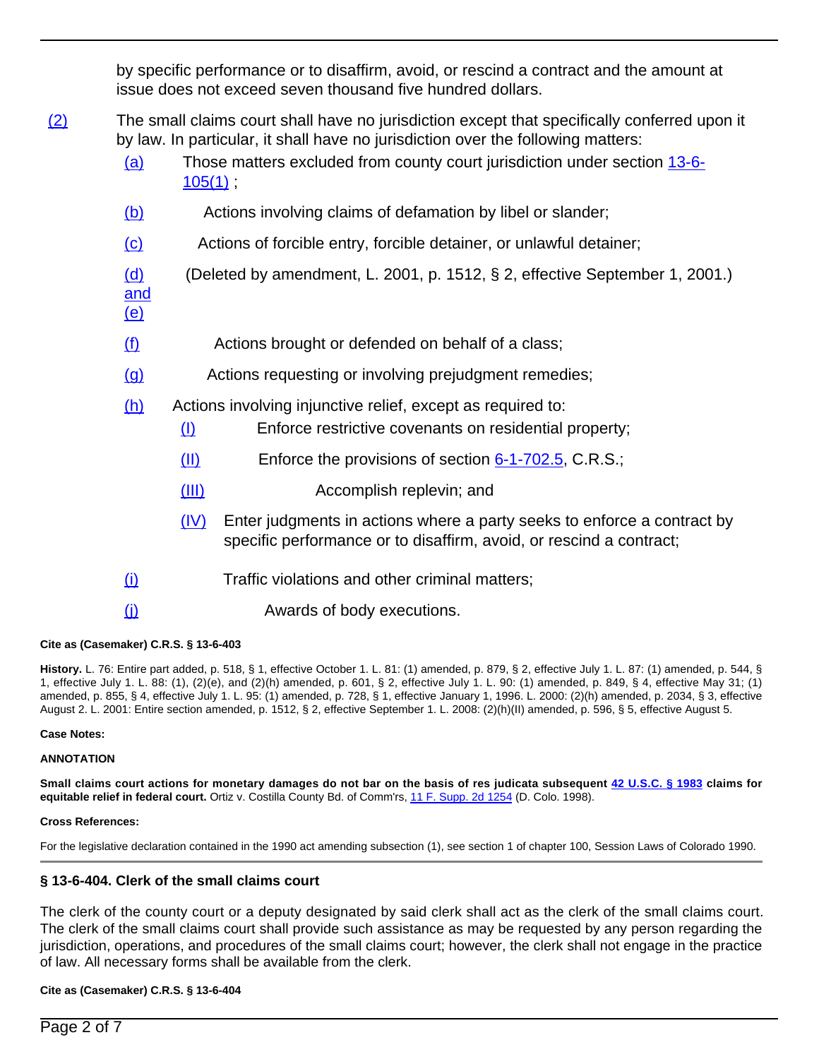by specific performance or to disaffirm, avoid, or rescind a contract and the amount at issue does not exceed seven thousand five hundred dollars.

(2) The small claims court shall have no jurisdiction except that specifically conferred upon it by law. In particular, it shall have no jurisdiction over the following matters:

- (a) Those matters excluded from county court jurisdiction under section 13-6-105(1) ;
- (b) Actions involving claims of defamation by libel or slander;
- (c) Actions of forcible entry, forcible detainer, or unlawful detainer;
- (d) and (e) (Deleted by amendment, L. 2001, p. 1512, § 2, effective September 1, 2001.)
- (f) Actions brought or defended on behalf of a class;
- (g) Actions requesting or involving prejudgment remedies;
- (h) Actions involving injunctive relief, except as required to:
  - (I) Enforce restrictive covenants on residential property;
  - (II) Enforce the provisions of section 6-1-702.5, C.R.S.;
  - (III) Accomplish replevin; and
  - (IV) Enter judgments in actions where a party seeks to enforce a contract by specific performance or to disaffirm, avoid, or rescind a contract;
- (i) Traffic violations and other criminal matters;
- (j) Awards of body executions.

**Cite as (Casemaker) C.R.S. § 13-6-403**

**History.** L. 76: Entire part added, p. 518, § 1, effective October 1. L. 81: (1) amended, p. 879, § 2, effective July 1. L. 87: (1) amended, p. 544, § 1, effective July 1. L. 88: (1), (2)(e), and (2)(h) amended, p. 601, § 2, effective July 1. L. 90: (1) amended, p. 849, § 4, effective May 31; (1) amended, p. 855, § 4, effective July 1. L. 95: (1) amended, p. 728, § 1, effective January 1, 1996. L. 2000: (2)(h) amended, p. 2034, § 3, effective August 2. L. 2001: Entire section amended, p. 1512, § 2, effective September 1. L. 2008: (2)(h)(II) amended, p. 596, § 5, effective August 5.

**Case Notes:**

**ANNOTATION**

**Small claims court actions for monetary damages do not bar on the basis of res judicata subsequent 42 U.S.C. § 1983 claims for equitable relief in federal court.** Ortiz v. Costilla County Bd. of Comm'rs, 11 F. Supp. 2d 1254 (D. Colo. 1998).

**Cross References:**

For the legislative declaration contained in the 1990 act amending subsection (1), see section 1 of chapter 100, Session Laws of Colorado 1990.

### § 13-6-404. Clerk of the small claims court

The clerk of the county court or a deputy designated by said clerk shall act as the clerk of the small claims court. The clerk of the small claims court shall provide such assistance as may be requested by any person regarding the jurisdiction, operations, and procedures of the small claims court; however, the clerk shall not engage in the practice of law. All necessary forms shall be available from the clerk.

**Cite as (Casemaker) C.R.S. § 13-6-404**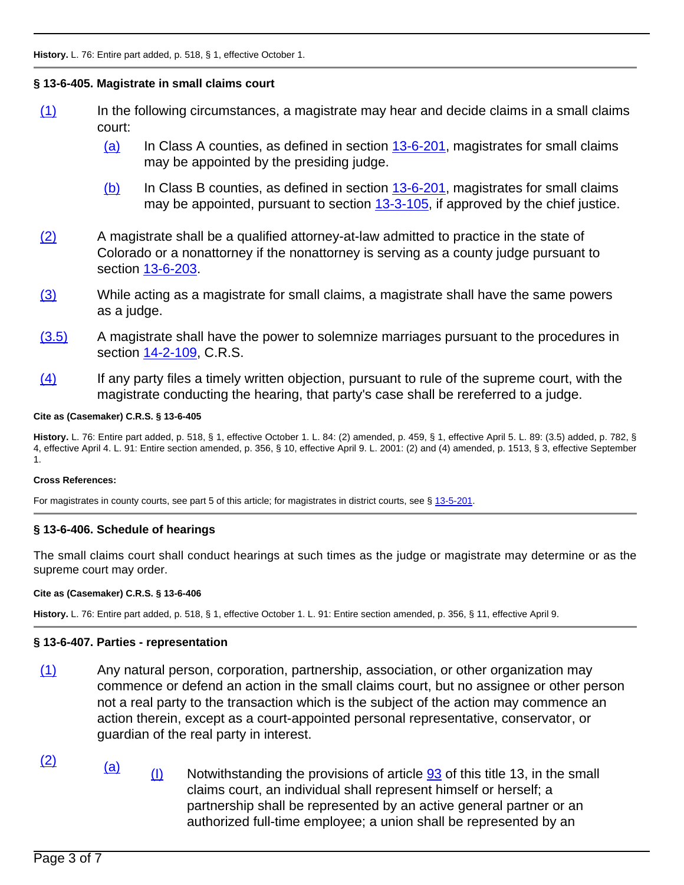**History.** L. 76: Entire part added, p. 518, § 1, effective October 1.

### § 13-6-405. Magistrate in small claims court

(1) In the following circumstances, a magistrate may hear and decide claims in a small claims court:

(a) In Class A counties, as defined in section 13-6-201, magistrates for small claims may be appointed by the presiding judge.

(b) In Class B counties, as defined in section 13-6-201, magistrates for small claims may be appointed, pursuant to section 13-3-105, if approved by the chief justice.

(2) A magistrate shall be a qualified attorney-at-law admitted to practice in the state of Colorado or a nonattorney if the nonattorney is serving as a county judge pursuant to section 13-6-203.

(3) While acting as a magistrate for small claims, a magistrate shall have the same powers as a judge.

(3.5) A magistrate shall have the power to solemnize marriages pursuant to the procedures in section 14-2-109, C.R.S.

(4) If any party files a timely written objection, pursuant to rule of the supreme court, with the magistrate conducting the hearing, that party's case shall be rereferred to a judge.

**Cite as (Casemaker) C.R.S. § 13-6-405**

**History.** L. 76: Entire part added, p. 518, § 1, effective October 1. L. 84: (2) amended, p. 459, § 1, effective April 5. L. 89: (3.5) added, p. 782, § 4, effective April 4. L. 91: Entire section amended, p. 356, § 10, effective April 9. L. 2001: (2) and (4) amended, p. 1513, § 3, effective September 1.

**Cross References:**

For magistrates in county courts, see part 5 of this article; for magistrates in district courts, see § 13-5-201.

### § 13-6-406. Schedule of hearings

The small claims court shall conduct hearings at such times as the judge or magistrate may determine or as the supreme court may order.

**Cite as (Casemaker) C.R.S. § 13-6-406**

**History.** L. 76: Entire part added, p. 518, § 1, effective October 1. L. 91: Entire section amended, p. 356, § 11, effective April 9.

### § 13-6-407. Parties - representation

(1) Any natural person, corporation, partnership, association, or other organization may commence or defend an action in the small claims court, but no assignee or other person not a real party to the transaction which is the subject of the action may commence an action therein, except as a court-appointed personal representative, conservator, or guardian of the real party in interest.

(2) (a) (I) Notwithstanding the provisions of article 93 of this title 13, in the small claims court, an individual shall represent himself or herself; a partnership shall be represented by an active general partner or an authorized full-time employee; a union shall be represented by an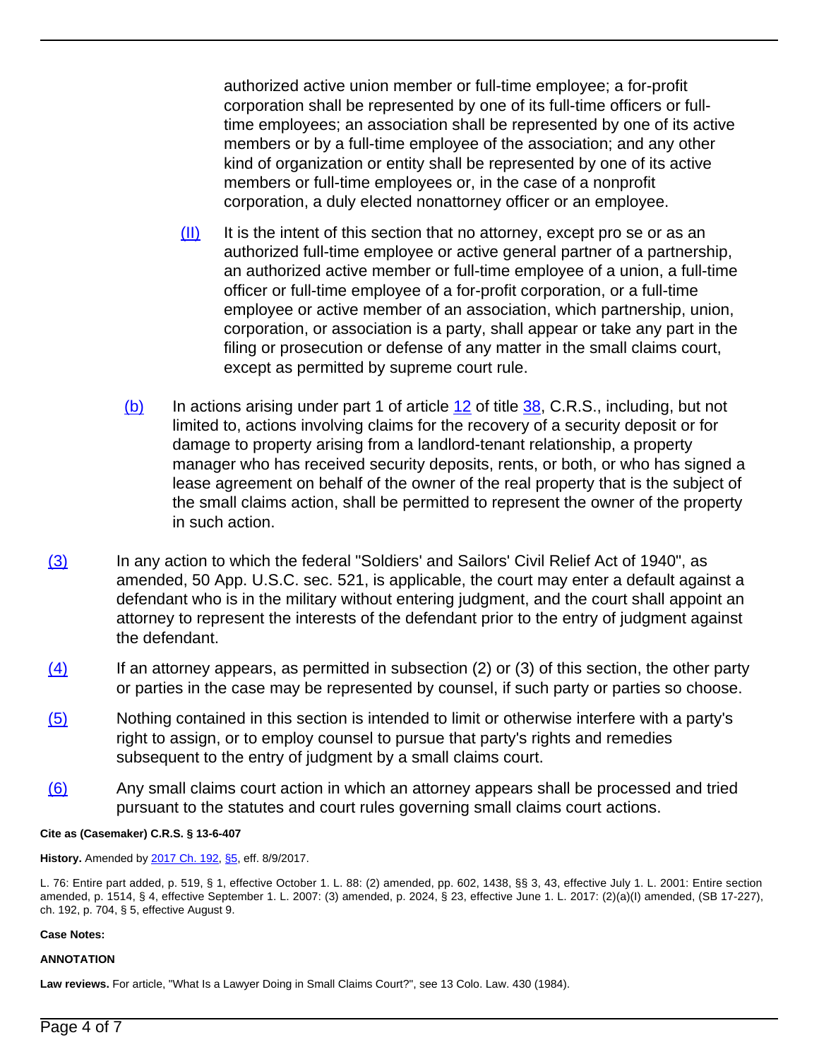authorized active union member or full-time employee; a for-profit corporation shall be represented by one of its full-time officers or full-time employees; an association shall be represented by one of its active members or by a full-time employee of the association; and any other kind of organization or entity shall be represented by one of its active members or full-time employees or, in the case of a nonprofit corporation, a duly elected nonattorney officer or an employee.

(II) It is the intent of this section that no attorney, except pro se or as an authorized full-time employee or active general partner of a partnership, an authorized active member or full-time employee of a union, a full-time officer or full-time employee of a for-profit corporation, or a full-time employee or active member of an association, which partnership, union, corporation, or association is a party, shall appear or take any part in the filing or prosecution or defense of any matter in the small claims court, except as permitted by supreme court rule.

(b) In actions arising under part 1 of article 12 of title 38, C.R.S., including, but not limited to, actions involving claims for the recovery of a security deposit or for damage to property arising from a landlord-tenant relationship, a property manager who has received security deposits, rents, or both, or who has signed a lease agreement on behalf of the owner of the real property that is the subject of the small claims action, shall be permitted to represent the owner of the property in such action.

(3) In any action to which the federal "Soldiers' and Sailors' Civil Relief Act of 1940", as amended, 50 App. U.S.C. sec. 521, is applicable, the court may enter a default against a defendant who is in the military without entering judgment, and the court shall appoint an attorney to represent the interests of the defendant prior to the entry of judgment against the defendant.

(4) If an attorney appears, as permitted in subsection (2) or (3) of this section, the other party or parties in the case may be represented by counsel, if such party or parties so choose.

(5) Nothing contained in this section is intended to limit or otherwise interfere with a party's right to assign, or to employ counsel to pursue that party's rights and remedies subsequent to the entry of judgment by a small claims court.

(6) Any small claims court action in which an attorney appears shall be processed and tried pursuant to the statutes and court rules governing small claims court actions.

**Cite as (Casemaker) C.R.S. § 13-6-407**

**History.** Amended by 2017 Ch. 192, §5, eff. 8/9/2017.

L. 76: Entire part added, p. 519, § 1, effective October 1. L. 88: (2) amended, pp. 602, 1438, §§ 3, 43, effective July 1. L. 2001: Entire section amended, p. 1514, § 4, effective September 1. L. 2007: (3) amended, p. 2024, § 23, effective June 1. L. 2017: (2)(a)(I) amended, (SB 17-227), ch. 192, p. 704, § 5, effective August 9.

**Case Notes:**

**ANNOTATION**

**Law reviews.** For article, "What Is a Lawyer Doing in Small Claims Court?", see 13 Colo. Law. 430 (1984).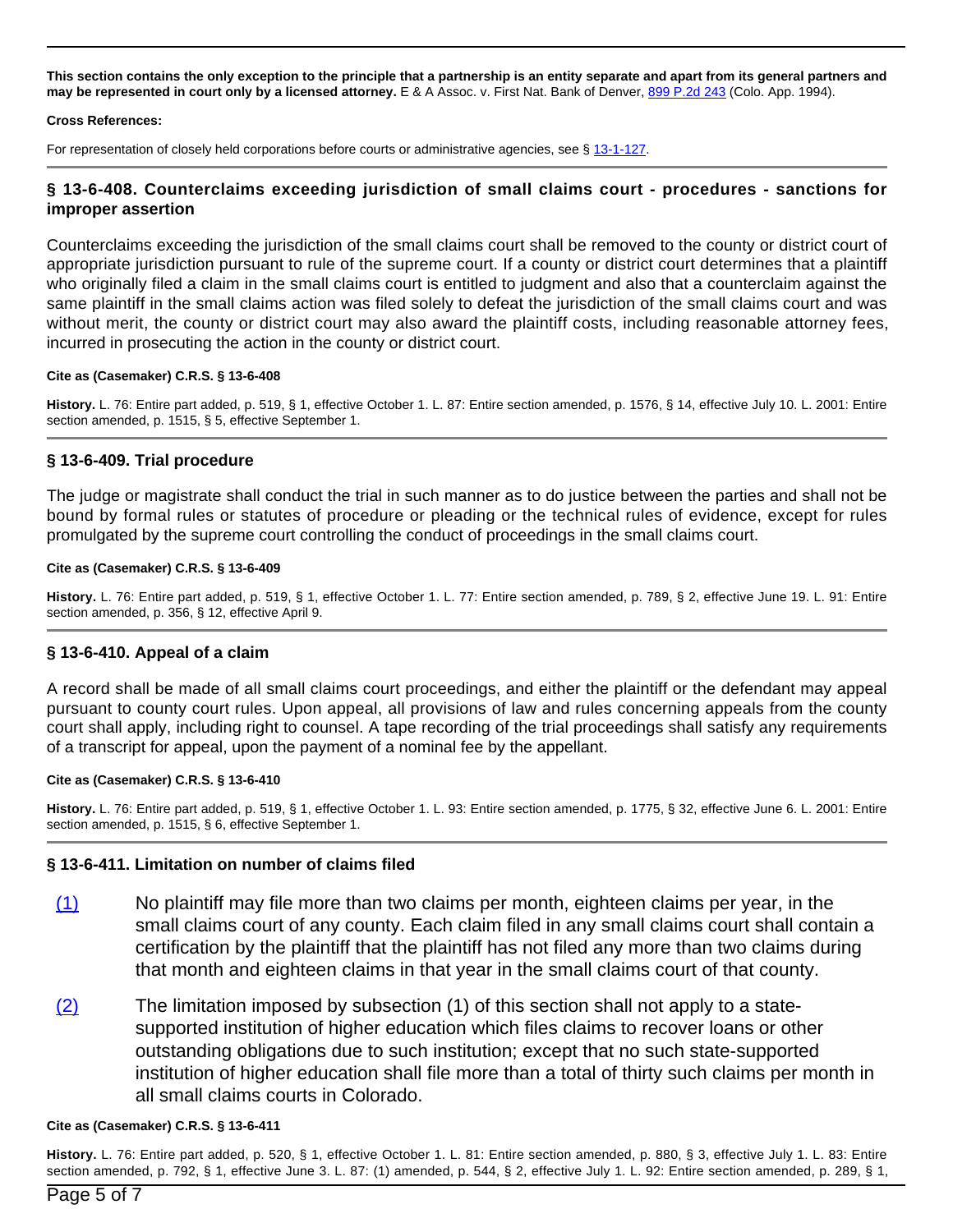**This section contains the only exception to the principle that a partnership is an entity separate and apart from its general partners and may be represented in court only by a licensed attorney.** E & A Assoc. v. First Nat. Bank of Denver, 899 P.2d 243 (Colo. App. 1994).

**Cross References:**

For representation of closely held corporations before courts or administrative agencies, see § 13-1-127.

### § 13-6-408. Counterclaims exceeding jurisdiction of small claims court - procedures - sanctions for improper assertion

Counterclaims exceeding the jurisdiction of the small claims court shall be removed to the county or district court of appropriate jurisdiction pursuant to rule of the supreme court. If a county or district court determines that a plaintiff who originally filed a claim in the small claims court is entitled to judgment and also that a counterclaim against the same plaintiff in the small claims action was filed solely to defeat the jurisdiction of the small claims court and was without merit, the county or district court may also award the plaintiff costs, including reasonable attorney fees, incurred in prosecuting the action in the county or district court.

**Cite as (Casemaker) C.R.S. § 13-6-408**

**History.** L. 76: Entire part added, p. 519, § 1, effective October 1. L. 87: Entire section amended, p. 1576, § 14, effective July 10. L. 2001: Entire section amended, p. 1515, § 5, effective September 1.

### § 13-6-409. Trial procedure

The judge or magistrate shall conduct the trial in such manner as to do justice between the parties and shall not be bound by formal rules or statutes of procedure or pleading or the technical rules of evidence, except for rules promulgated by the supreme court controlling the conduct of proceedings in the small claims court.

**Cite as (Casemaker) C.R.S. § 13-6-409**

**History.** L. 76: Entire part added, p. 519, § 1, effective October 1. L. 77: Entire section amended, p. 789, § 2, effective June 19. L. 91: Entire section amended, p. 356, § 12, effective April 9.

### § 13-6-410. Appeal of a claim

A record shall be made of all small claims court proceedings, and either the plaintiff or the defendant may appeal pursuant to county court rules. Upon appeal, all provisions of law and rules concerning appeals from the county court shall apply, including right to counsel. A tape recording of the trial proceedings shall satisfy any requirements of a transcript for appeal, upon the payment of a nominal fee by the appellant.

**Cite as (Casemaker) C.R.S. § 13-6-410**

**History.** L. 76: Entire part added, p. 519, § 1, effective October 1. L. 93: Entire section amended, p. 1775, § 32, effective June 6. L. 2001: Entire section amended, p. 1515, § 6, effective September 1.

### § 13-6-411. Limitation on number of claims filed

(1) No plaintiff may file more than two claims per month, eighteen claims per year, in the small claims court of any county. Each claim filed in any small claims court shall contain a certification by the plaintiff that the plaintiff has not filed any more than two claims during that month and eighteen claims in that year in the small claims court of that county.

(2) The limitation imposed by subsection (1) of this section shall not apply to a state-supported institution of higher education which files claims to recover loans or other outstanding obligations due to such institution; except that no such state-supported institution of higher education shall file more than a total of thirty such claims per month in all small claims courts in Colorado.

**Cite as (Casemaker) C.R.S. § 13-6-411**

**History.** L. 76: Entire part added, p. 520, § 1, effective October 1. L. 81: Entire section amended, p. 880, § 3, effective July 1. L. 83: Entire section amended, p. 792, § 1, effective June 3. L. 87: (1) amended, p. 544, § 2, effective July 1. L. 92: Entire section amended, p. 289, § 1,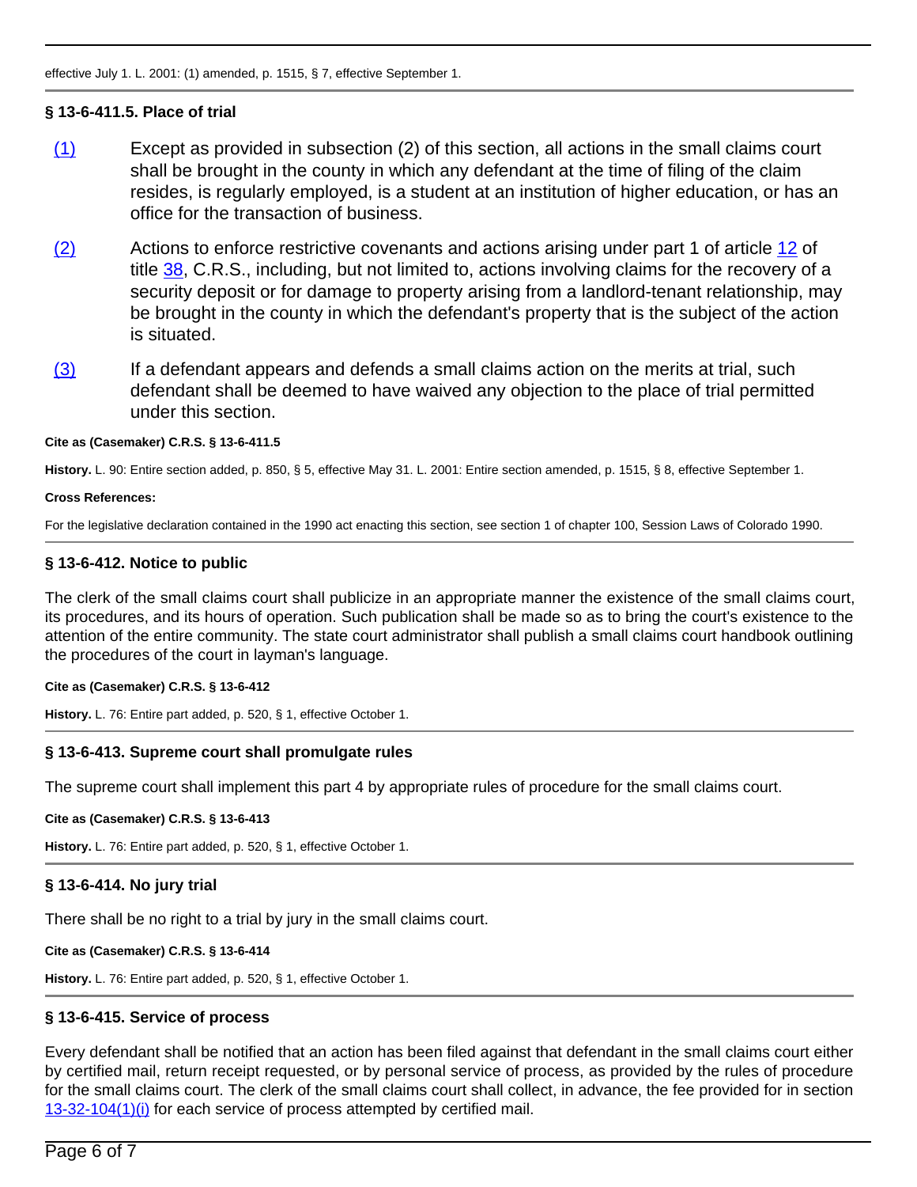effective July 1. L. 2001: (1) amended, p. 1515, § 7, effective September 1.

### § 13-6-411.5. Place of trial

(1) Except as provided in subsection (2) of this section, all actions in the small claims court shall be brought in the county in which any defendant at the time of filing of the claim resides, is regularly employed, is a student at an institution of higher education, or has an office for the transaction of business.

(2) Actions to enforce restrictive covenants and actions arising under part 1 of article 12 of title 38, C.R.S., including, but not limited to, actions involving claims for the recovery of a security deposit or for damage to property arising from a landlord-tenant relationship, may be brought in the county in which the defendant's property that is the subject of the action is situated.

(3) If a defendant appears and defends a small claims action on the merits at trial, such defendant shall be deemed to have waived any objection to the place of trial permitted under this section.

**Cite as (Casemaker) C.R.S. § 13-6-411.5**

**History.** L. 90: Entire section added, p. 850, § 5, effective May 31. L. 2001: Entire section amended, p. 1515, § 8, effective September 1.

**Cross References:**

For the legislative declaration contained in the 1990 act enacting this section, see section 1 of chapter 100, Session Laws of Colorado 1990.

### § 13-6-412. Notice to public

The clerk of the small claims court shall publicize in an appropriate manner the existence of the small claims court, its procedures, and its hours of operation. Such publication shall be made so as to bring the court's existence to the attention of the entire community. The state court administrator shall publish a small claims court handbook outlining the procedures of the court in layman's language.

**Cite as (Casemaker) C.R.S. § 13-6-412**

**History.** L. 76: Entire part added, p. 520, § 1, effective October 1.

### § 13-6-413. Supreme court shall promulgate rules

The supreme court shall implement this part 4 by appropriate rules of procedure for the small claims court.

**Cite as (Casemaker) C.R.S. § 13-6-413**

**History.** L. 76: Entire part added, p. 520, § 1, effective October 1.

### § 13-6-414. No jury trial

There shall be no right to a trial by jury in the small claims court.

**Cite as (Casemaker) C.R.S. § 13-6-414**

**History.** L. 76: Entire part added, p. 520, § 1, effective October 1.

### § 13-6-415. Service of process

Every defendant shall be notified that an action has been filed against that defendant in the small claims court either by certified mail, return receipt requested, or by personal service of process, as provided by the rules of procedure for the small claims court. The clerk of the small claims court shall collect, in advance, the fee provided for in section 13-32-104(1)(i) for each service of process attempted by certified mail.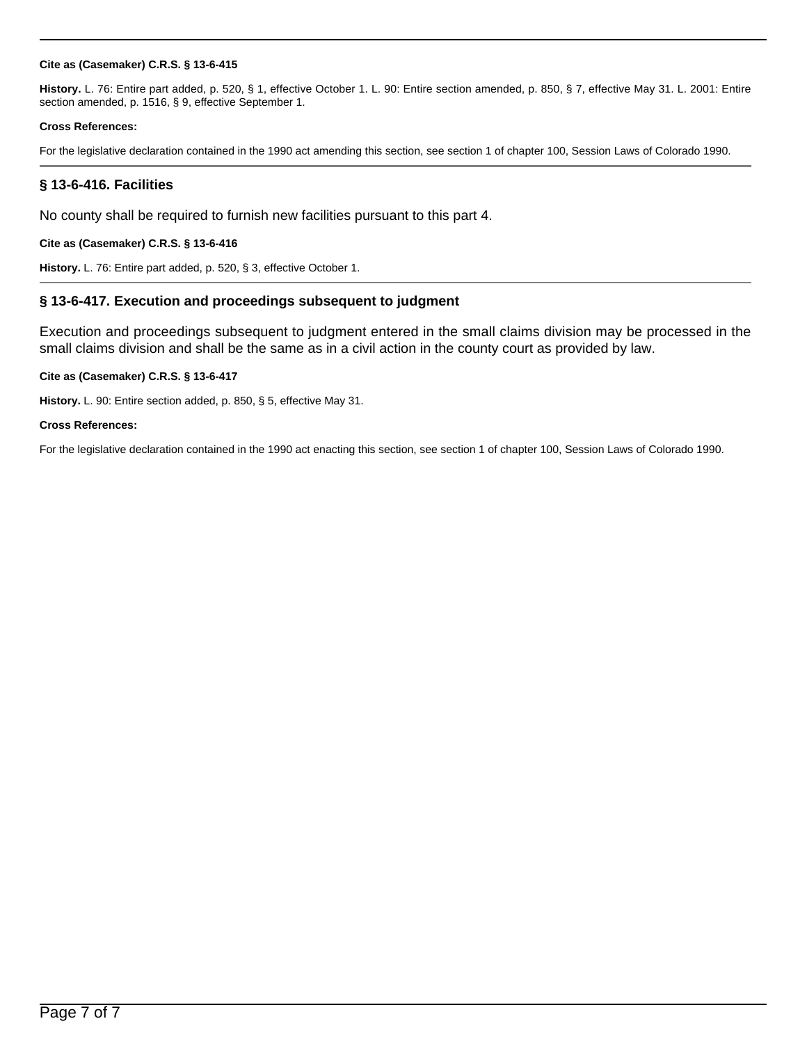**Cite as (Casemaker) C.R.S. § 13-6-415**

**History.** L. 76: Entire part added, p. 520, § 1, effective October 1. L. 90: Entire section amended, p. 850, § 7, effective May 31. L. 2001: Entire section amended, p. 1516, § 9, effective September 1.

**Cross References:**

For the legislative declaration contained in the 1990 act amending this section, see section 1 of chapter 100, Session Laws of Colorado 1990.

### § 13-6-416. Facilities

No county shall be required to furnish new facilities pursuant to this part 4.

**Cite as (Casemaker) C.R.S. § 13-6-416**

**History.** L. 76: Entire part added, p. 520, § 3, effective October 1.

### § 13-6-417. Execution and proceedings subsequent to judgment

Execution and proceedings subsequent to judgment entered in the small claims division may be processed in the small claims division and shall be the same as in a civil action in the county court as provided by law.

**Cite as (Casemaker) C.R.S. § 13-6-417**

**History.** L. 90: Entire section added, p. 850, § 5, effective May 31.

**Cross References:**

For the legislative declaration contained in the 1990 act enacting this section, see section 1 of chapter 100, Session Laws of Colorado 1990.